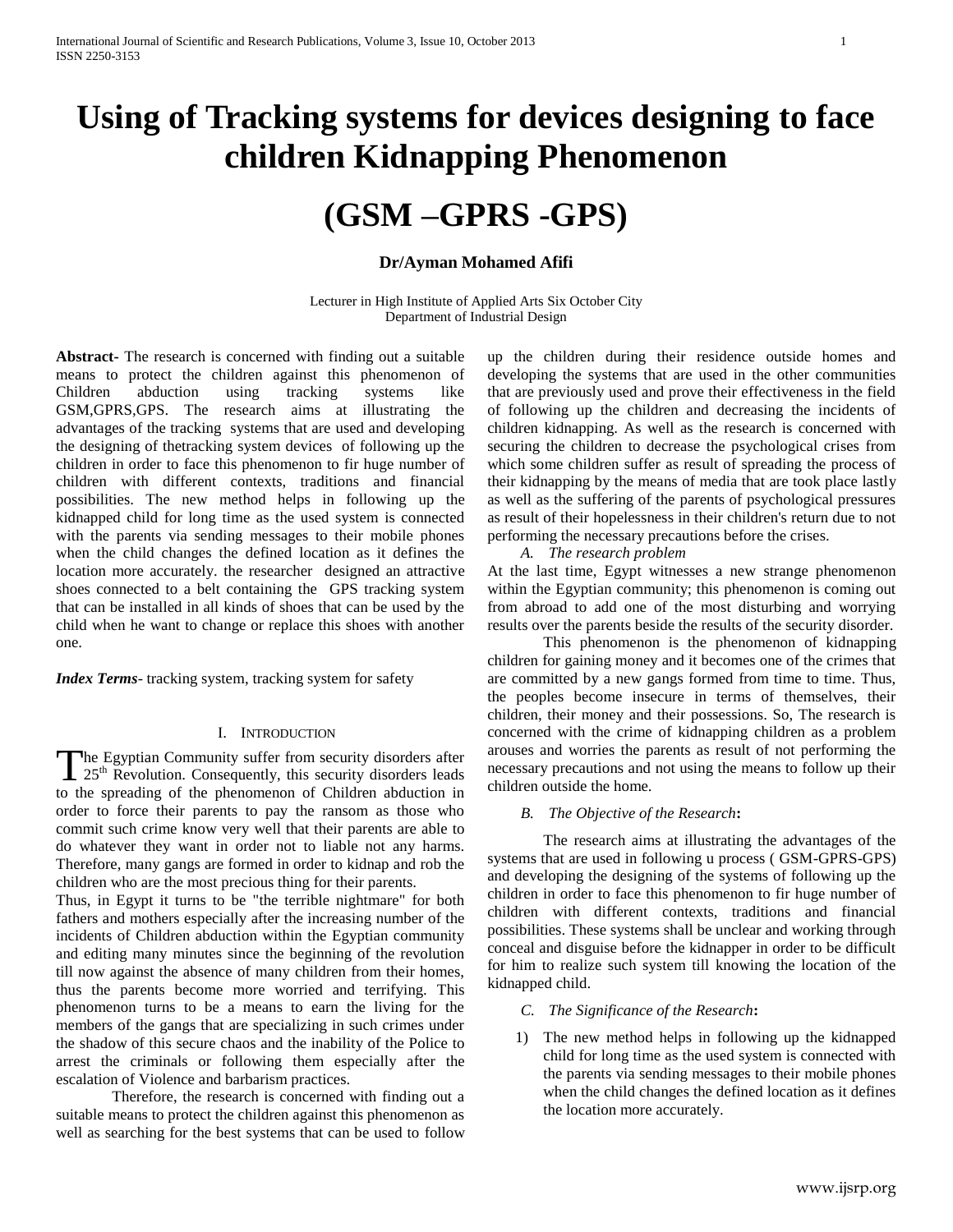# Using of Tracking systems for devices designing to face children Kidnapping Phenomenon

# (GSM –GPRS -GPS)

**Dr/Ayman Mohamed Afifi**

Lecturer in High Institute of Applied Arts Six October City
Department of Industrial Design

**Abstract-** The research is concerned with finding out a suitable means to protect the children against this phenomenon of Children abduction using tracking systems like GSM,GPRS,GPS. The research aims at illustrating the advantages of the tracking systems that are used and developing the designing of thetracking system devices of following up the children in order to face this phenomenon to fir huge number of children with different contexts, traditions and financial possibilities. The new method helps in following up the kidnapped child for long time as the used system is connected with the parents via sending messages to their mobile phones when the child changes the defined location as it defines the location more accurately. the researcher designed an attractive shoes connected to a belt containing the GPS tracking system that can be installed in all kinds of shoes that can be used by the child when he want to change or replace this shoes with another one.

***Index Terms***- tracking system, tracking system for safety

## I. Introduction

The Egyptian Community suffer from security disorders after 25th Revolution. Consequently, this security disorders leads to the spreading of the phenomenon of Children abduction in order to force their parents to pay the ransom as those who commit such crime know very well that their parents are able to do whatever they want in order not to liable not any harms. Therefore, many gangs are formed in order to kidnap and rob the children who are the most precious thing for their parents.

Thus, in Egypt it turns to be "the terrible nightmare" for both fathers and mothers especially after the increasing number of the incidents of Children abduction within the Egyptian community and editing many minutes since the beginning of the revolution till now against the absence of many children from their homes, thus the parents become more worried and terrifying. This phenomenon turns to be a means to earn the living for the members of the gangs that are specializing in such crimes under the shadow of this secure chaos and the inability of the Police to arrest the criminals or following them especially after the escalation of Violence and barbarism practices.

Therefore, the research is concerned with finding out a suitable means to protect the children against this phenomenon as well as searching for the best systems that can be used to follow up the children during their residence outside homes and developing the systems that are used in the other communities that are previously used and prove their effectiveness in the field of following up the children and decreasing the incidents of children kidnapping. As well as the research is concerned with securing the children to decrease the psychological crises from which some children suffer as result of spreading the process of their kidnapping by the means of media that are took place lastly as well as the suffering of the parents of psychological pressures as result of their hopelessness in their children's return due to not performing the necessary precautions before the crises.

### *A. The research problem*

At the last time, Egypt witnesses a new strange phenomenon within the Egyptian community; this phenomenon is coming out from abroad to add one of the most disturbing and worrying results over the parents beside the results of the security disorder.

This phenomenon is the phenomenon of kidnapping children for gaining money and it becomes one of the crimes that are committed by a new gangs formed from time to time. Thus, the peoples become insecure in terms of themselves, their children, their money and their possessions. So, The research is concerned with the crime of kidnapping children as a problem arouses and worries the parents as result of not performing the necessary precautions and not using the means to follow up their children outside the home.

### *B. The Objective of the Research*:

The research aims at illustrating the advantages of the systems that are used in following u process ( GSM-GPRS-GPS) and developing the designing of the systems of following up the children in order to face this phenomenon to fir huge number of children with different contexts, traditions and financial possibilities. These systems shall be unclear and working through conceal and disguise before the kidnapper in order to be difficult for him to realize such system till knowing the location of the kidnapped child.

### *C. The Significance of the Research*:

1) The new method helps in following up the kidnapped child for long time as the used system is connected with the parents via sending messages to their mobile phones when the child changes the defined location as it defines the location more accurately.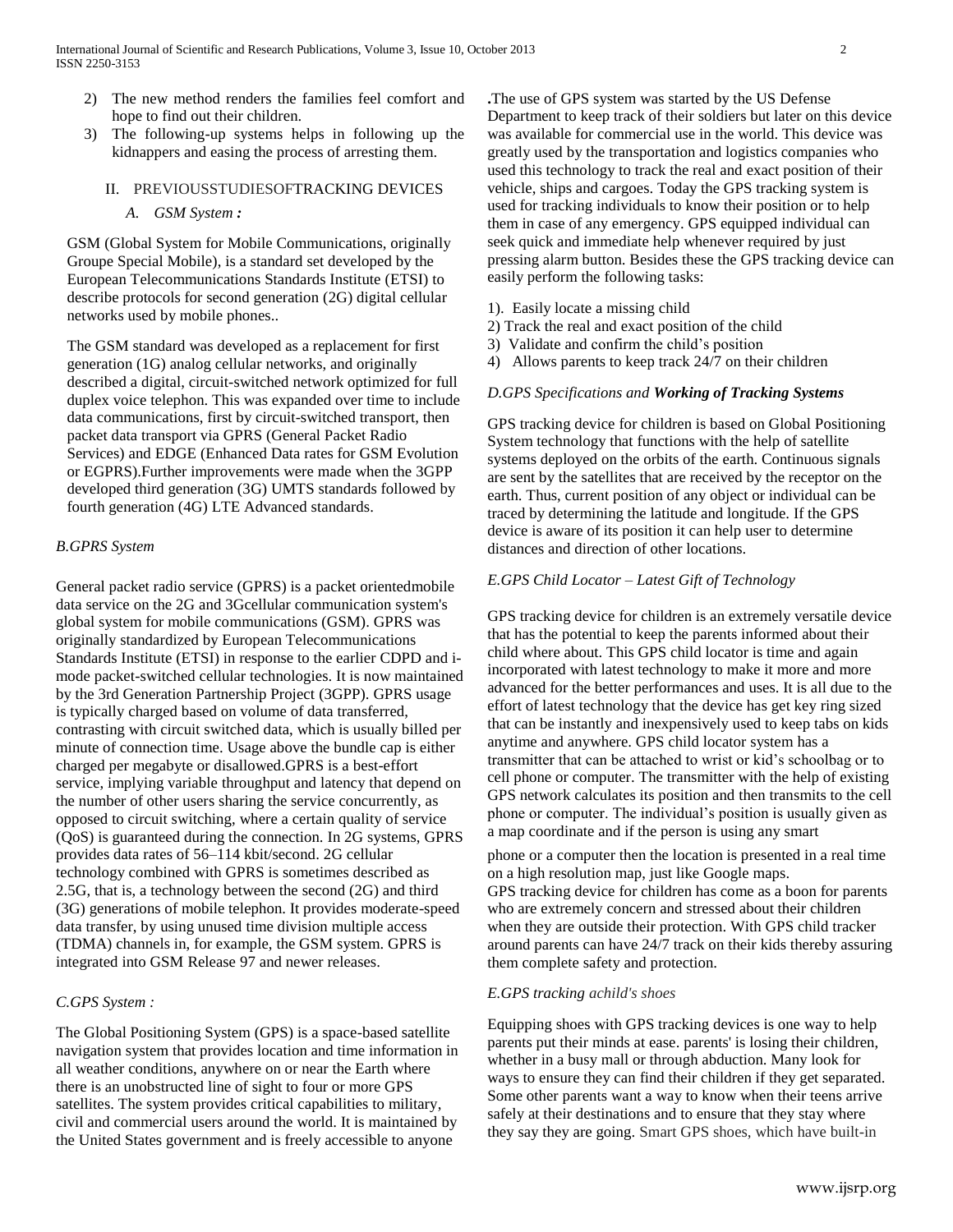2) The new method renders the families feel comfort and hope to find out their children.
3) The following-up systems helps in following up the kidnappers and easing the process of arresting them.

## II. PREVIOUSSTUDIESOFTRACKING DEVICES

### *A. GSM System :*

GSM (Global System for Mobile Communications, originally Groupe Special Mobile), is a standard set developed by the European Telecommunications Standards Institute (ETSI) to describe protocols for second generation (2G) digital cellular networks used by mobile phones..

The GSM standard was developed as a replacement for first generation (1G) analog cellular networks, and originally described a digital, circuit-switched network optimized for full duplex voice telephon. This was expanded over time to include data communications, first by circuit-switched transport, then packet data transport via GPRS (General Packet Radio Services) and EDGE (Enhanced Data rates for GSM Evolution or EGPRS).Further improvements were made when the 3GPP developed third generation (3G) UMTS standards followed by fourth generation (4G) LTE Advanced standards.

### *B.GPRS System*

General packet radio service (GPRS) is a packet orientedmobile data service on the 2G and 3Gcellular communication system's global system for mobile communications (GSM). GPRS was originally standardized by European Telecommunications Standards Institute (ETSI) in response to the earlier CDPD and i-mode packet-switched cellular technologies. It is now maintained by the 3rd Generation Partnership Project (3GPP). GPRS usage is typically charged based on volume of data transferred, contrasting with circuit switched data, which is usually billed per minute of connection time. Usage above the bundle cap is either charged per megabyte or disallowed.GPRS is a best-effort service, implying variable throughput and latency that depend on the number of other users sharing the service concurrently, as opposed to circuit switching, where a certain quality of service (QoS) is guaranteed during the connection. In 2G systems, GPRS provides data rates of 56–114 kbit/second. 2G cellular technology combined with GPRS is sometimes described as 2.5G, that is, a technology between the second (2G) and third (3G) generations of mobile telephon. It provides moderate-speed data transfer, by using unused time division multiple access (TDMA) channels in, for example, the GSM system. GPRS is integrated into GSM Release 97 and newer releases.

### *C.GPS System :*

The Global Positioning System (GPS) is a space-based satellite navigation system that provides location and time information in all weather conditions, anywhere on or near the Earth where there is an unobstructed line of sight to four or more GPS satellites. The system provides critical capabilities to military, civil and commercial users around the world. It is maintained by the United States government and is freely accessible to anyone

.The use of GPS system was started by the US Defense Department to keep track of their soldiers but later on this device was available for commercial use in the world. This device was greatly used by the transportation and logistics companies who used this technology to track the real and exact position of their vehicle, ships and cargoes. Today the GPS tracking system is used for tracking individuals to know their position or to help them in case of any emergency. GPS equipped individual can seek quick and immediate help whenever required by just pressing alarm button. Besides these the GPS tracking device can easily perform the following tasks:

1). Easily locate a missing child
2) Track the real and exact position of the child
3) Validate and confirm the child's position
4) Allows parents to keep track 24/7 on their children

### *D.GPS Specifications and **Working of Tracking Systems***

GPS tracking device for children is based on Global Positioning System technology that functions with the help of satellite systems deployed on the orbits of the earth. Continuous signals are sent by the satellites that are received by the receptor on the earth. Thus, current position of any object or individual can be traced by determining the latitude and longitude. If the GPS device is aware of its position it can help user to determine distances and direction of other locations.

### *E.GPS Child Locator – Latest Gift of Technology*

GPS tracking device for children is an extremely versatile device that has the potential to keep the parents informed about their child where about. This GPS child locator is time and again incorporated with latest technology to make it more and more advanced for the better performances and uses. It is all due to the effort of latest technology that the device has get key ring sized that can be instantly and inexpensively used to keep tabs on kids anytime and anywhere. GPS child locator system has a transmitter that can be attached to wrist or kid's schoolbag or to cell phone or computer. The transmitter with the help of existing GPS network calculates its position and then transmits to the cell phone or computer. The individual's position is usually given as a map coordinate and if the person is using any smart phone or a computer then the location is presented in a real time on a high resolution map, just like Google maps.
GPS tracking device for children has come as a boon for parents who are extremely concern and stressed about their children when they are outside their protection. With GPS child tracker around parents can have 24/7 track on their kids thereby assuring them complete safety and protection.

### *E.GPS tracking achild's shoes*

Equipping shoes with GPS tracking devices is one way to help parents put their minds at ease. parents' is losing their children, whether in a busy mall or through abduction. Many look for ways to ensure they can find their children if they get separated. Some other parents want a way to know when their teens arrive safely at their destinations and to ensure that they stay where they say they are going. Smart GPS shoes, which have built-in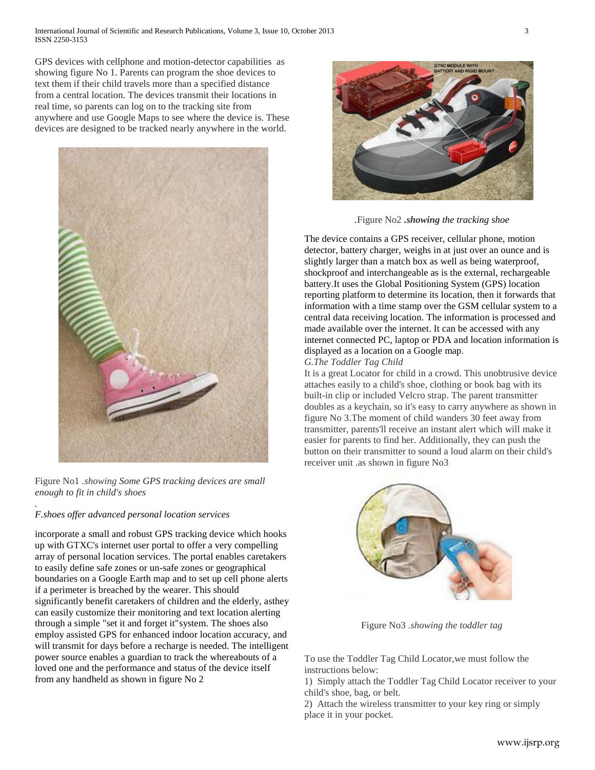GPS devices with cellphone and motion-detector capabilities as showing figure No 1. Parents can program the shoe devices to text them if their child travels more than a specified distance from a central location. The devices transmit their locations in real time, so parents can log on to the tracking site from anywhere and use Google Maps to see where the device is. These devices are designed to be tracked nearly anywhere in the world.

Figure No1 .*showing Some GPS tracking devices are small enough to fit in child's shoes*

.

*F.shoes offer advanced personal location services*

incorporate a small and robust GPS tracking device which hooks up with GTXC's internet user portal to offer a very compelling array of personal location services. The portal enables caretakers to easily define safe zones or un-safe zones or geographical boundaries on a Google Earth map and to set up cell phone alerts if a perimeter is breached by the wearer. This should significantly benefit caretakers of children and the elderly, asthey can easily customize their monitoring and text location alerting through a simple "set it and forget it"system. The shoes also employ assisted GPS for enhanced indoor location accuracy, and will transmit for days before a recharge is needed. The intelligent power source enables a guardian to track the whereabouts of a loved one and the performance and status of the device itself from any handheld as shown in figure No 2

.Figure No2 ***.showing** the tracking shoe*

The device contains a GPS receiver, cellular phone, motion detector, battery charger, weighs in at just over an ounce and is slightly larger than a match box as well as being waterproof, shockproof and interchangeable as is the external, rechargeable battery.It uses the Global Positioning System (GPS) location reporting platform to determine its location, then it forwards that information with a time stamp over the GSM cellular system to a central data receiving location. The information is processed and made available over the internet. It can be accessed with any internet connected PC, laptop or PDA and location information is displayed as a location on a Google map.

*G.The Toddler Tag Child*

It is a great Locator for child in a crowd. This unobtrusive device attaches easily to a child's shoe, clothing or book bag with its built-in clip or included Velcro strap. The parent transmitter doubles as a keychain, so it's easy to carry anywhere as shown in figure No 3.The moment of child wanders 30 feet away from transmitter, parents'll receive an instant alert which will make it easier for parents to find her. Additionally, they can push the button on their transmitter to sound a loud alarm on their child's receiver unit .as shown in figure No3

Figure No3 .*showing the toddler tag*

To use the Toddler Tag Child Locator,we must follow the instructions below:

1) Simply attach the Toddler Tag Child Locator receiver to your child's shoe, bag, or belt.
2) Attach the wireless transmitter to your key ring or simply place it in your pocket.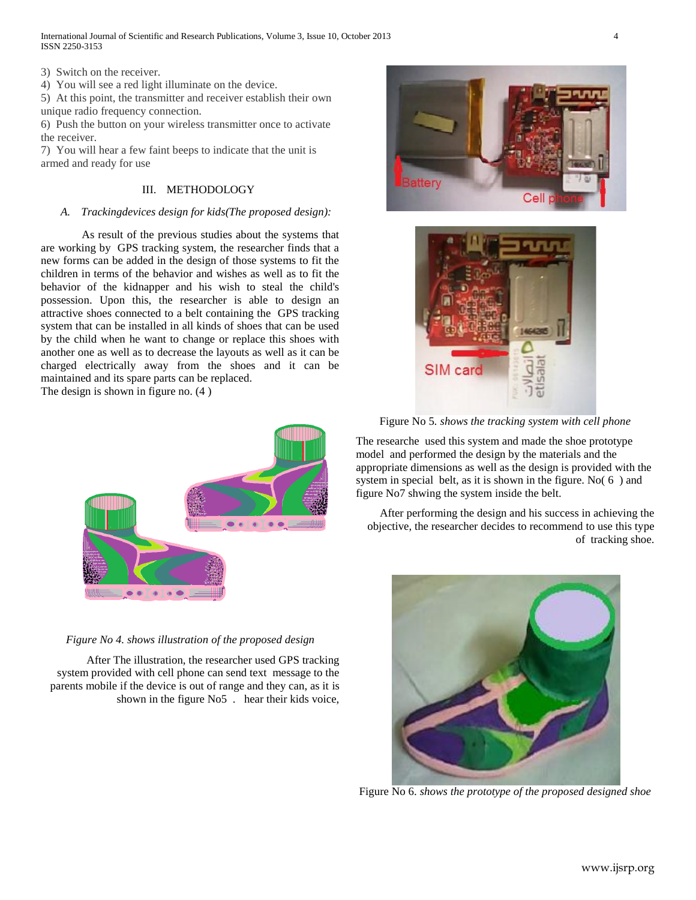3) Switch on the receiver.
4) You will see a red light illuminate on the device.
5) At this point, the transmitter and receiver establish their own unique radio frequency connection.
6) Push the button on your wireless transmitter once to activate the receiver.
7) You will hear a few faint beeps to indicate that the unit is armed and ready for use

## III. METHODOLOGY

### *A. Trackingdevices design for kids(The proposed design):*

As result of the previous studies about the systems that are working by GPS tracking system, the researcher finds that a new forms can be added in the design of those systems to fit the children in terms of the behavior and wishes as well as to fit the behavior of the kidnapper and his wish to steal the child's possession. Upon this, the researcher is able to design an attractive shoes connected to a belt containing the GPS tracking system that can be installed in all kinds of shoes that can be used by the child when he want to change or replace this shoes with another one as well as to decrease the layouts as well as it can be charged electrically away from the shoes and it can be maintained and its spare parts can be replaced.
The design is shown in figure no. (4 )

*Figure No 4. shows illustration of the proposed design*

After The illustration, the researcher used GPS tracking system provided with cell phone can send text message to the parents mobile if the device is out of range and they can, as it is shown in the figure No5 . hear their kids voice,

Figure No 5. *shows the tracking system with cell phone*

The researche used this system and made the shoe prototype model and performed the design by the materials and the appropriate dimensions as well as the design is provided with the system in special belt, as it is shown in the figure. No( 6 ) and figure No7 shwing the system inside the belt.

After performing the design and his success in achieving the objective, the researcher decides to recommend to use this type of tracking shoe.

Figure No 6. *shows the prototype of the proposed designed shoe*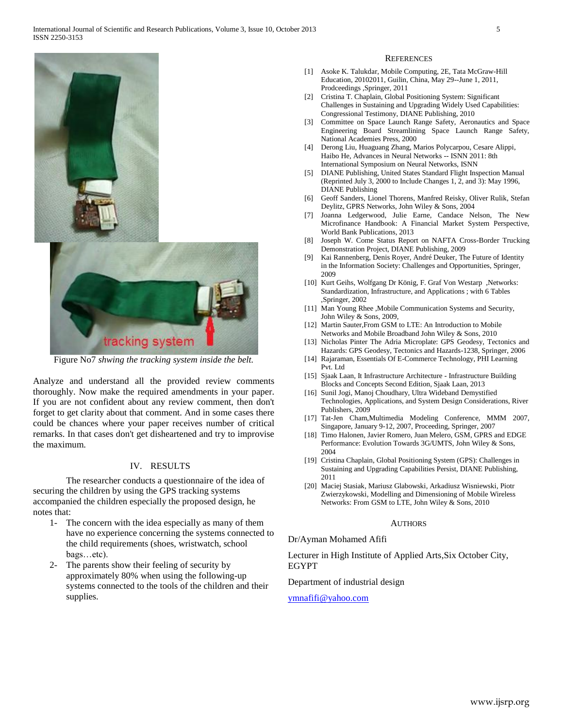Figure No7 *shwing the tracking system inside the belt.*

Analyze and understand all the provided review comments thoroughly. Now make the required amendments in your paper. If you are not confident about any review comment, then don't forget to get clarity about that comment. And in some cases there could be chances where your paper receives number of critical remarks. In that cases don't get disheartened and try to improvise the maximum.

## IV. RESULTS

The researcher conducts a questionnaire of the idea of securing the children by using the GPS tracking systems accompanied the children especially the proposed design, he notes that:

1- The concern with the idea especially as many of them have no experience concerning the systems connected to the child requirements (shoes, wristwatch, school bags…etc).

2- The parents show their feeling of security by approximately 80% when using the following-up systems connected to the tools of the children and their supplies.

## REFERENCES

[1] Asoke K. Talukdar, Mobile Computing, 2E, Tata McGraw-Hill Education, 20102011, Guilin, China, May 29--June 1, 2011, Prodceedings ,Springer, 2011

[2] Cristina T. Chaplain, Global Positioning System: Significant Challenges in Sustaining and Upgrading Widely Used Capabilities: Congressional Testimony, DIANE Publishing, 2010

[3] Committee on Space Launch Range Safety, Aeronautics and Space Engineering Board Streamlining Space Launch Range Safety, National Academies Press, 2000

[4] Derong Liu, Huaguang Zhang, Marios Polycarpou, Cesare Alippi, Haibo He, Advances in Neural Networks -- ISNN 2011: 8th International Symposium on Neural Networks, ISNN

[5] DIANE Publishing, United States Standard Flight Inspection Manual (Reprinted July 3, 2000 to Include Changes 1, 2, and 3): May 1996, DIANE Publishing

[6] Geoff Sanders, Lionel Thorens, Manfred Reisky, Oliver Rulik, Stefan Deylitz, GPRS Networks, John Wiley & Sons, 2004

[7] Joanna Ledgerwood, Julie Earne, Candace Nelson, The New Microfinance Handbook: A Financial Market System Perspective, World Bank Publications, 2013

[8] Joseph W. Come Status Report on NAFTA Cross-Border Trucking Demonstration Project, DIANE Publishing, 2009

[9] Kai Rannenberg, Denis Royer, André Deuker, The Future of Identity in the Information Society: Challenges and Opportunities, Springer, 2009

[10] Kurt Geihs, Wolfgang Dr König, F. Graf Von Westarp ,Networks: Standardization, Infrastructure, and Applications ; with 6 Tables ,Springer, 2002

[11] Man Young Rhee ,Mobile Communication Systems and Security, John Wiley & Sons, 2009,

[12] Martin Sauter,From GSM to LTE: An Introduction to Mobile Networks and Mobile Broadband John Wiley & Sons, 2010

[13] Nicholas Pinter The Adria Microplate: GPS Geodesy, Tectonics and Hazards: GPS Geodesy, Tectonics and Hazards-1238, Springer, 2006

[14] Rajaraman, Essentials Of E-Commerce Technology, PHI Learning Pvt. Ltd

[15] Sjaak Laan, It Infrastructure Architecture - Infrastructure Building Blocks and Concepts Second Edition, Sjaak Laan, 2013

[16] Sunil Jogi, Manoj Choudhary, Ultra Wideband Demystified Technologies, Applications, and System Design Considerations, River Publishers, 2009

[17] Tat-Jen Cham,Multimedia Modeling Conference, MMM 2007, Singapore, January 9-12, 2007, Proceeding, Springer, 2007

[18] Timo Halonen, Javier Romero, Juan Melero, GSM, GPRS and EDGE Performance: Evolution Towards 3G/UMTS, John Wiley & Sons, 2004

[19] Cristina Chaplain, Global Positioning System (GPS): Challenges in Sustaining and Upgrading Capabilities Persist, DIANE Publishing, 2011

[20] Maciej Stasiak, Mariusz Glabowski, Arkadiusz Wisniewski, Piotr Zwierzykowski, Modelling and Dimensioning of Mobile Wireless Networks: From GSM to LTE, John Wiley & Sons, 2010

## AUTHORS

Dr/Ayman Mohamed Afifi

Lecturer in High Institute of Applied Arts,Six October City, EGYPT

Department of industrial design

ymnafifi@yahoo.com